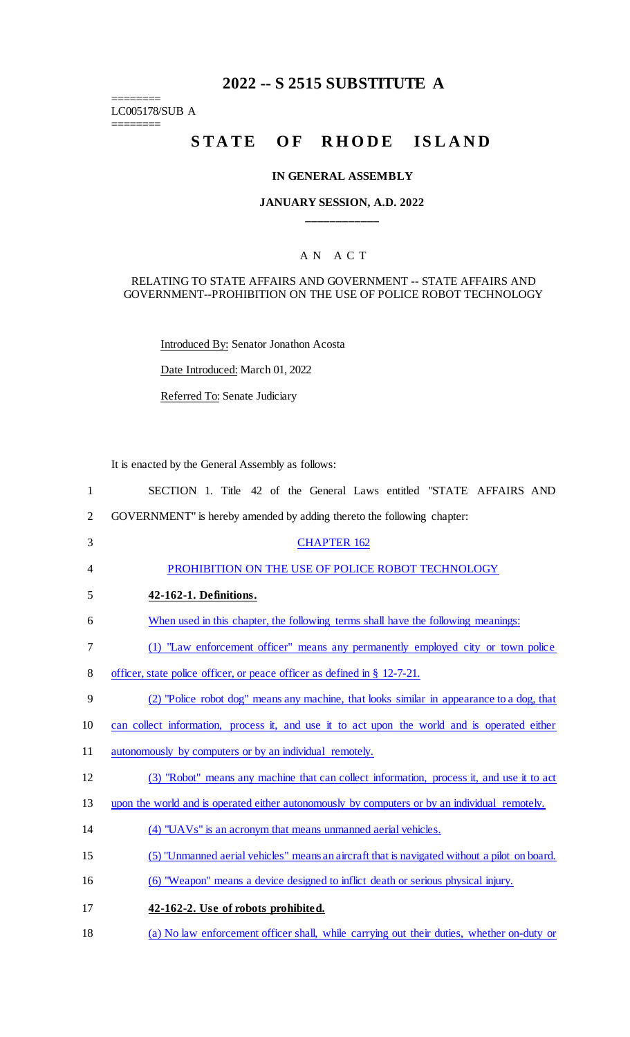# 2022 -- S 2515 SUBSTITUTE A

========
LC005178/SUB A
========

# STATE OF RHODE ISLAND

### IN GENERAL ASSEMBLY

### JANUARY SESSION, A.D. 2022

____________

A N A C T

RELATING TO STATE AFFAIRS AND GOVERNMENT -- STATE AFFAIRS AND GOVERNMENT--PROHIBITION ON THE USE OF POLICE ROBOT TECHNOLOGY

Introduced By: Senator Jonathon Acosta

Date Introduced: March 01, 2022

Referred To: Senate Judiciary

It is enacted by the General Assembly as follows:

1 SECTION 1. Title 42 of the General Laws entitled "STATE AFFAIRS AND
2 GOVERNMENT" is hereby amended by adding thereto the following chapter:

3 CHAPTER 162

4 PROHIBITION ON THE USE OF POLICE ROBOT TECHNOLOGY

5 **42-162-1. Definitions.**

6 When used in this chapter, the following terms shall have the following meanings:

7 (1) "Law enforcement officer" means any permanently employed city or town police
8 officer, state police officer, or peace officer as defined in § 12-7-21.

9 (2) "Police robot dog" means any machine, that looks similar in appearance to a dog, that
10 can collect information, process it, and use it to act upon the world and is operated either
11 autonomously by computers or by an individual remotely.

12 (3) "Robot" means any machine that can collect information, process it, and use it to act
13 upon the world and is operated either autonomously by computers or by an individual remotely.

14 (4) "UAVs" is an acronym that means unmanned aerial vehicles.

15 (5) "Unmanned aerial vehicles" means an aircraft that is navigated without a pilot on board.

16 (6) "Weapon" means a device designed to inflict death or serious physical injury.

17 **42-162-2. Use of robots prohibited.**

18 (a) No law enforcement officer shall, while carrying out their duties, whether on-duty or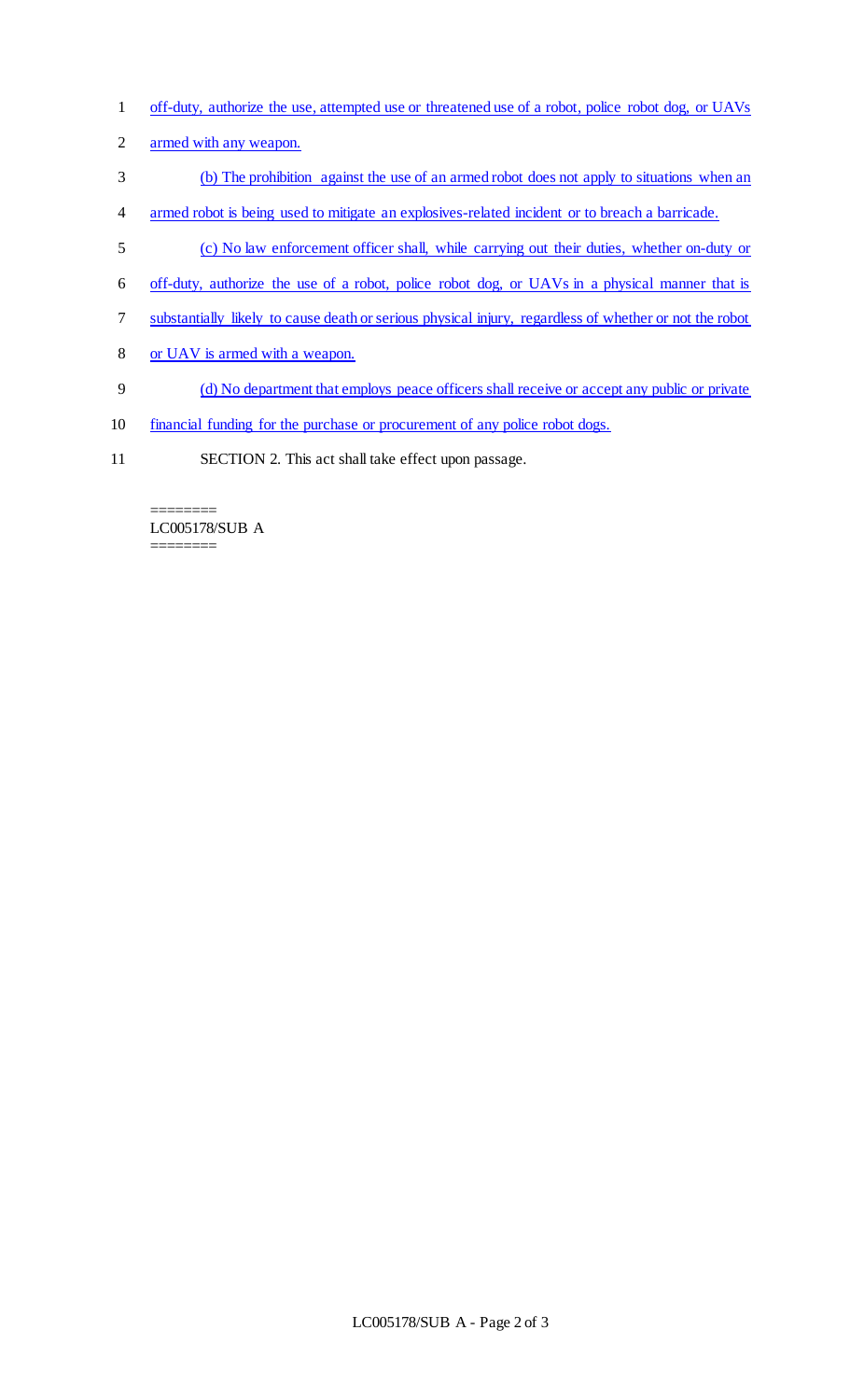off-duty, authorize the use, attempted use or threatened use of a robot, police robot dog, or UAVs armed with any weapon.

(b) The prohibition against the use of an armed robot does not apply to situations when an armed robot is being used to mitigate an explosives-related incident or to breach a barricade.

(c) No law enforcement officer shall, while carrying out their duties, whether on-duty or off-duty, authorize the use of a robot, police robot dog, or UAVs in a physical manner that is substantially likely to cause death or serious physical injury, regardless of whether or not the robot or UAV is armed with a weapon.

(d) No department that employs peace officers shall receive or accept any public or private financial funding for the purchase or procurement of any police robot dogs.

SECTION 2. This act shall take effect upon passage.

========
LC005178/SUB A
========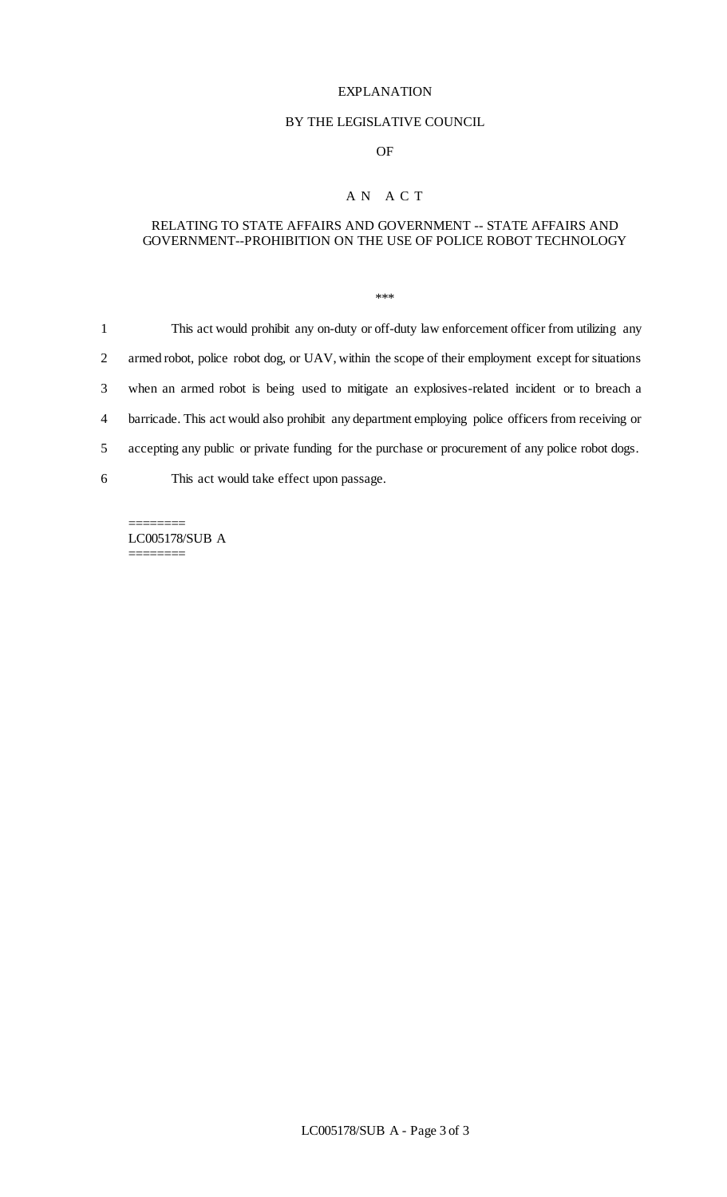EXPLANATION

BY THE LEGISLATIVE COUNCIL

OF

A N A C T

RELATING TO STATE AFFAIRS AND GOVERNMENT -- STATE AFFAIRS AND GOVERNMENT--PROHIBITION ON THE USE OF POLICE ROBOT TECHNOLOGY

\*\*\*

1 This act would prohibit any on-duty or off-duty law enforcement officer from utilizing any
2 armed robot, police robot dog, or UAV, within the scope of their employment except for situations
3 when an armed robot is being used to mitigate an explosives-related incident or to breach a
4 barricade. This act would also prohibit any department employing police officers from receiving or
5 accepting any public or private funding for the purchase or procurement of any police robot dogs.
6 This act would take effect upon passage.

========
LC005178/SUB A
========